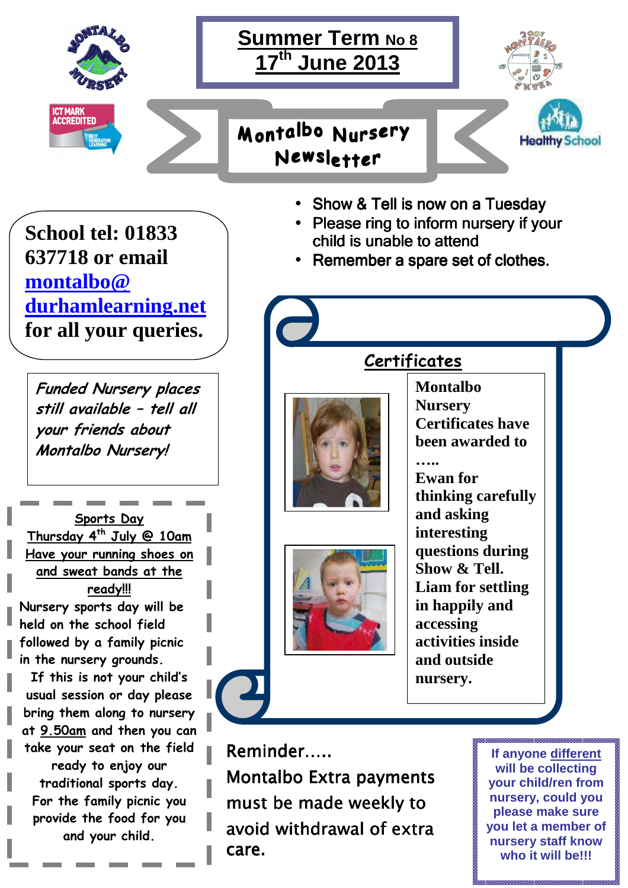# Summer Term No 8
## 17th June 2013

# Montalbo Nursery Newsletter

ICT MARK ACCREDITED

Healthy School

- Show & Tell is now on a Tuesday
- Please ring to inform nursery if your child is unable to attend
- Remember a spare set of clothes.

**School tel: 01833 637718 or email montalbo@durhamlearning.net for all your queries.**

*Funded Nursery places still available – tell all your friends about Montalbo Nursery!*

## Certificates

**Montalbo Nursery Certificates have been awarded to …..**
**Ewan for thinking carefully and asking interesting questions during Show & Tell.**
**Liam for settling in happily and accessing activities inside and outside nursery.**

## Sports Day

**Thursday 4th July @ 10am**

**Have your running shoes on and sweat bands at the ready!!!**

Nursery sports day will be held on the school field followed by a family picnic in the nursery grounds.

If this is not your child's usual session or day please bring them along to nursery at 9.50am and then you can take your seat on the field ready to enjoy our traditional sports day.

For the family picnic you provide the food for you and your child.

Reminder…..

Montalbo Extra payments must be made weekly to avoid withdrawal of extra care.

**If anyone different will be collecting your child/ren from nursery, could you please make sure you let a member of nursery staff know who it will be!!!**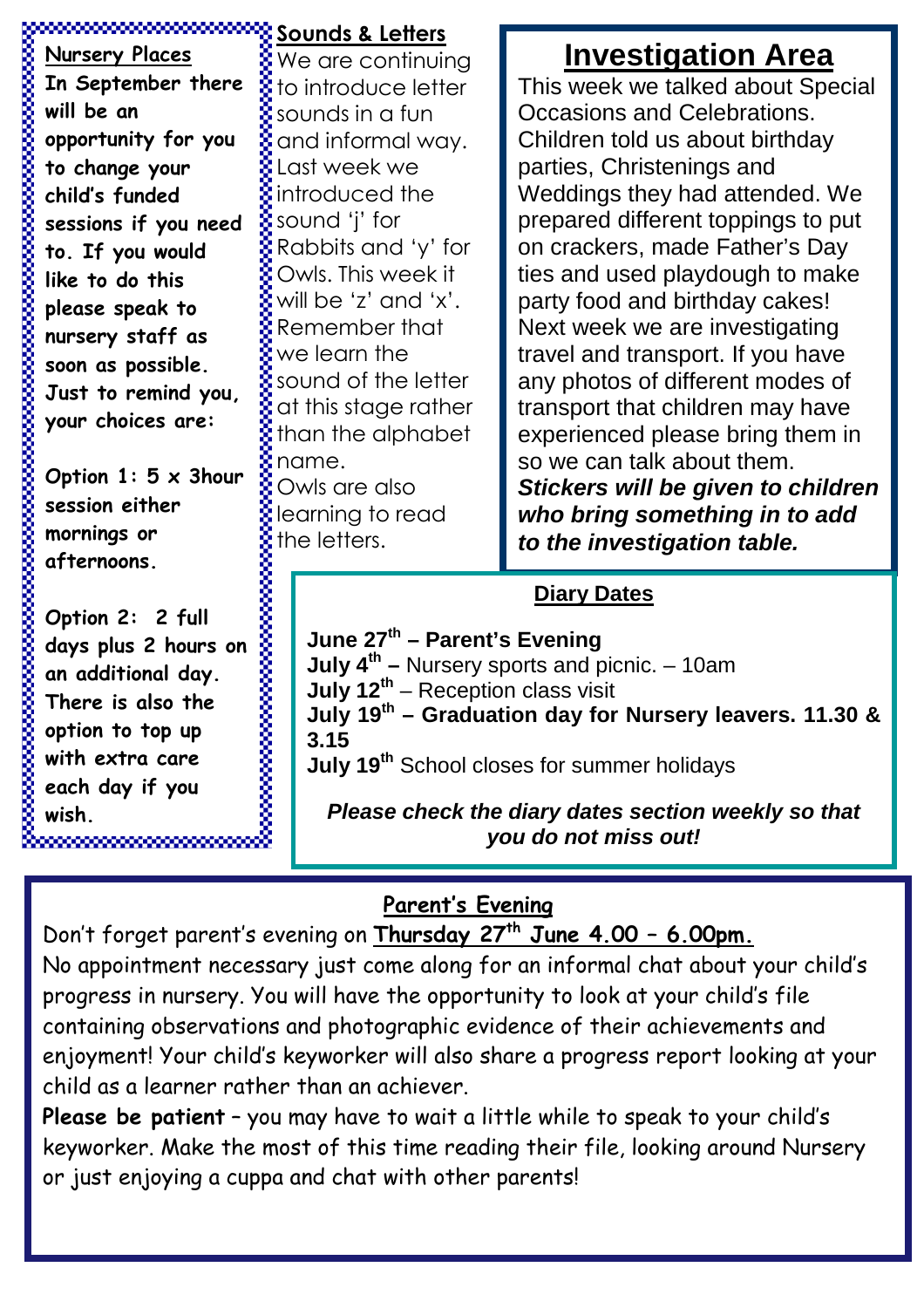## Nursery Places

**In September there will be an opportunity for you to change your child's funded sessions if you need to. If you would like to do this please speak to nursery staff as soon as possible. Just to remind you, your choices are:**

**Option 1: 5 x 3hour session either mornings or afternoons.**

**Option 2: 2 full days plus 2 hours on an additional day. There is also the option to top up with extra care each day if you wish.**

## Sounds & Letters

We are continuing to introduce letter sounds in a fun and informal way. Last week we introduced the sound 'j' for Rabbits and 'y' for Owls. This week it will be 'z' and 'x'. Remember that we learn the sound of the letter at this stage rather than the alphabet name. Owls are also learning to read the letters.

## Investigation Area

This week we talked about Special Occasions and Celebrations. Children told us about birthday parties, Christenings and Weddings they had attended. We prepared different toppings to put on crackers, made Father's Day ties and used playdough to make party food and birthday cakes! Next week we are investigating travel and transport. If you have any photos of different modes of transport that children may have experienced please bring them in so we can talk about them. ***Stickers will be given to children who bring something in to add to the investigation table.***

## Diary Dates

**June 27th – Parent's Evening**
**July 4th –** Nursery sports and picnic. – 10am
**July 12th** – Reception class visit
**July 19th – Graduation day for Nursery leavers. 11.30 & 3.15**
**July 19th** School closes for summer holidays

***Please check the diary dates section weekly so that you do not miss out!***

## Parent's Evening

Don't forget parent's evening on **Thursday 27th June 4.00 – 6.00pm.**
No appointment necessary just come along for an informal chat about your child's progress in nursery. You will have the opportunity to look at your child's file containing observations and photographic evidence of their achievements and enjoyment! Your child's keyworker will also share a progress report looking at your child as a learner rather than an achiever.

**Please be patient** – you may have to wait a little while to speak to your child's keyworker. Make the most of this time reading their file, looking around Nursery or just enjoying a cuppa and chat with other parents!